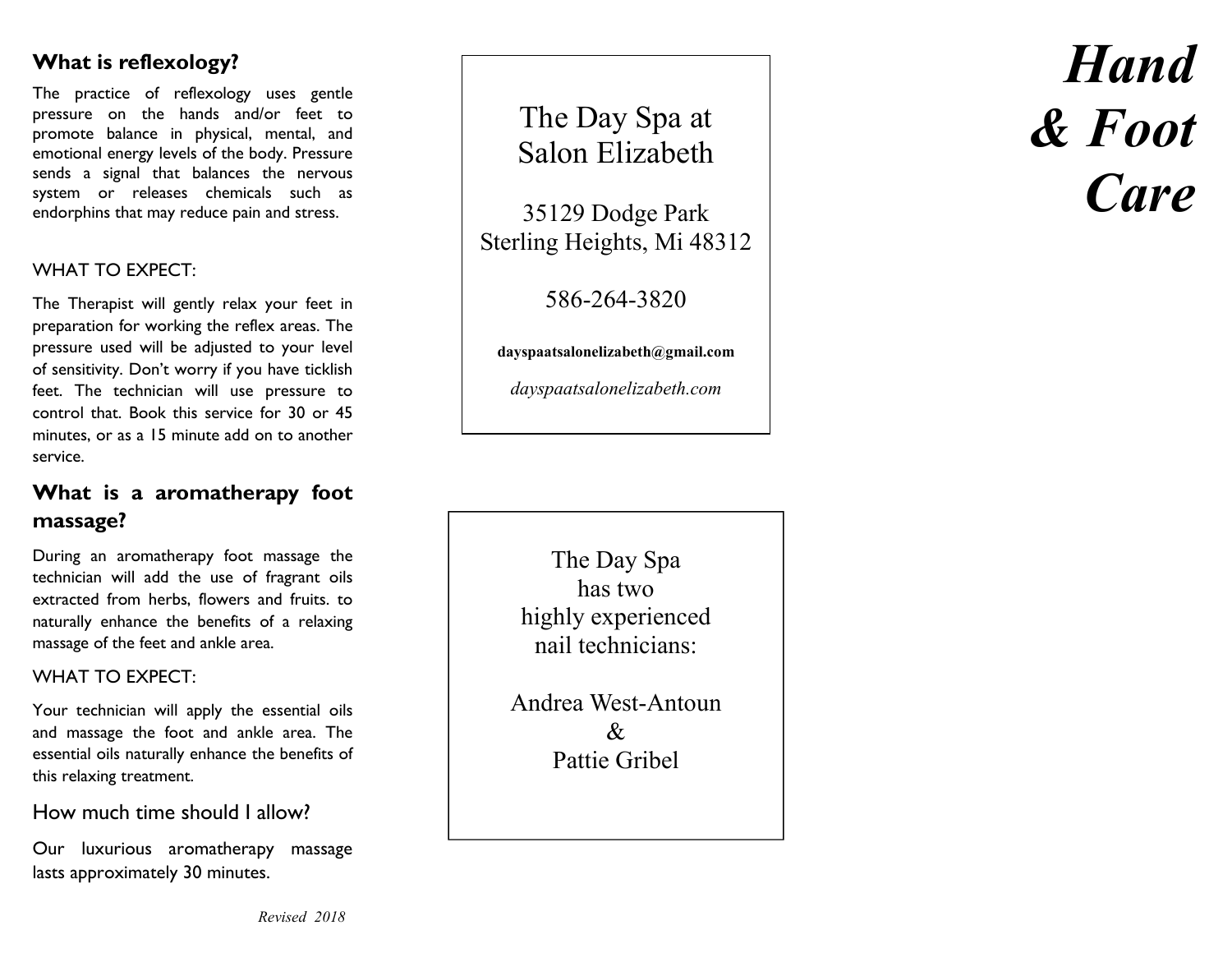## What is reflexology?

The practice of reflexology uses gentle pressure on the hands and/or feet to promote balance in physical, mental, and emotional energy levels of the body. Pressure sends a signal that balances the nervous system or releases chemicals such as endorphins that may reduce pain and stress.

WHAT TO EXPECT:

The Therapist will gently relax your feet in preparation for working the reflex areas. The pressure used will be adjusted to your level of sensitivity. Don't worry if you have ticklish feet. The technician will use pressure to control that. Book this service for 30 or 45 minutes, or as a 15 minute add on to another service.

## What is a aromatherapy foot massage?

During an aromatherapy foot massage the technician will add the use of fragrant oils extracted from herbs, flowers and fruits. to naturally enhance the benefits of a relaxing massage of the feet and ankle area.

WHAT TO EXPECT:

Your technician will apply the essential oils and massage the foot and ankle area. The essential oils naturally enhance the benefits of this relaxing treatment.

### How much time should I allow?

Our luxurious aromatherapy massage lasts approximately 30 minutes.

*Revised 2018*

The Day Spa at Salon Elizabeth

35129 Dodge Park
Sterling Heights, Mi 48312

586-264-3820

**dayspaatsalonelizabeth@gmail.com**

*dayspaatsalonelizabeth.com*

The Day Spa has two highly experienced nail technicians:

Andrea West-Antoun
&
Pattie Gribel

# *Hand & Foot Care*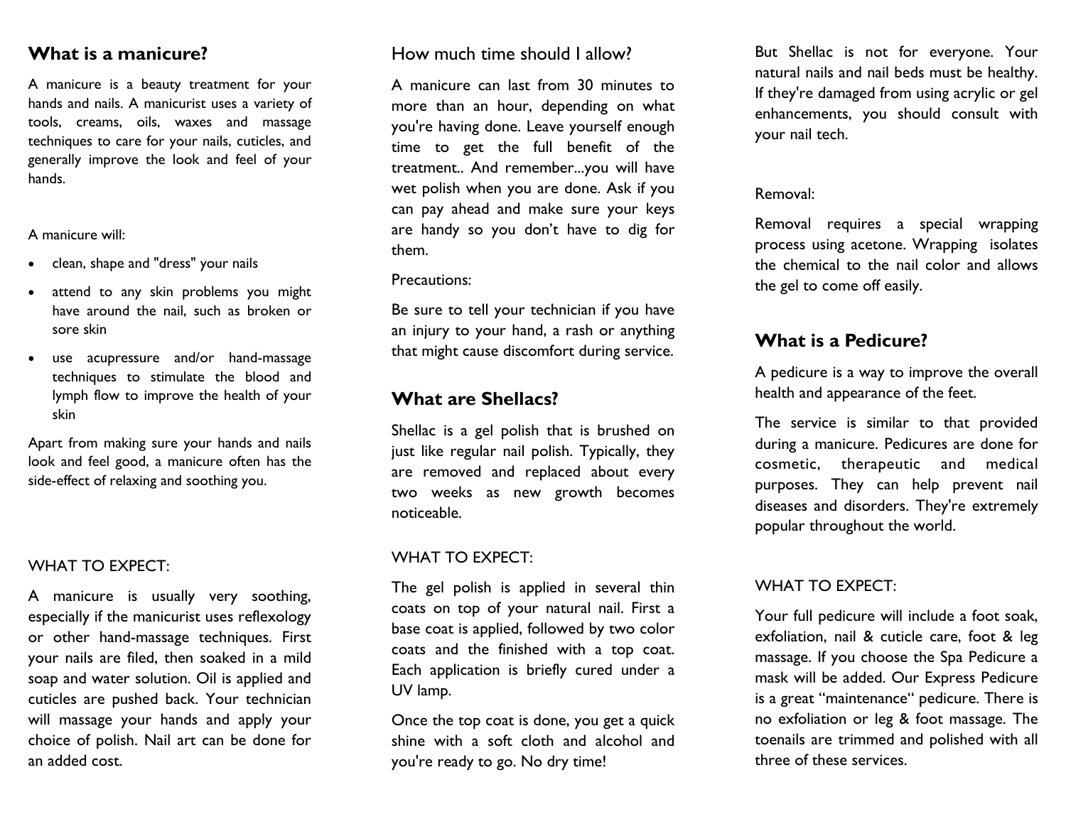## What is a manicure?

A manicure is a beauty treatment for your hands and nails. A manicurist uses a variety of tools, creams, oils, waxes and massage techniques to care for your nails, cuticles, and generally improve the look and feel of your hands.

A manicure will:

- clean, shape and "dress" your nails
- attend to any skin problems you might have around the nail, such as broken or sore skin
- use acupressure and/or hand-massage techniques to stimulate the blood and lymph flow to improve the health of your skin

Apart from making sure your hands and nails look and feel good, a manicure often has the side-effect of relaxing and soothing you.

WHAT TO EXPECT:

A manicure is usually very soothing, especially if the manicurist uses reflexology or other hand-massage techniques. First your nails are filed, then soaked in a mild soap and water solution. Oil is applied and cuticles are pushed back. Your technician will massage your hands and apply your choice of polish. Nail art can be done for an added cost.

How much time should I allow?

A manicure can last from 30 minutes to more than an hour, depending on what you're having done. Leave yourself enough time to get the full benefit of the treatment.. And remember...you will have wet polish when you are done. Ask if you can pay ahead and make sure your keys are handy so you don't have to dig for them.

Precautions:

Be sure to tell your technician if you have an injury to your hand, a rash or anything that might cause discomfort during service.

## What are Shellacs?

Shellac is a gel polish that is brushed on just like regular nail polish. Typically, they are removed and replaced about every two weeks as new growth becomes noticeable.

WHAT TO EXPECT:

The gel polish is applied in several thin coats on top of your natural nail. First a base coat is applied, followed by two color coats and the finished with a top coat. Each application is briefly cured under a UV lamp.

Once the top coat is done, you get a quick shine with a soft cloth and alcohol and you're ready to go. No dry time!

But Shellac is not for everyone. Your natural nails and nail beds must be healthy. If they're damaged from using acrylic or gel enhancements, you should consult with your nail tech.

Removal:

Removal requires a special wrapping process using acetone. Wrapping isolates the chemical to the nail color and allows the gel to come off easily.

## What is a Pedicure?

A pedicure is a way to improve the overall health and appearance of the feet.

The service is similar to that provided during a manicure. Pedicures are done for cosmetic, therapeutic and medical purposes. They can help prevent nail diseases and disorders. They're extremely popular throughout the world.

WHAT TO EXPECT:

Your full pedicure will include a foot soak, exfoliation, nail & cuticle care, foot & leg massage. If you choose the Spa Pedicure a mask will be added. Our Express Pedicure is a great "maintenance" pedicure. There is no exfoliation or leg & foot massage. The toenails are trimmed and polished with all three of these services.